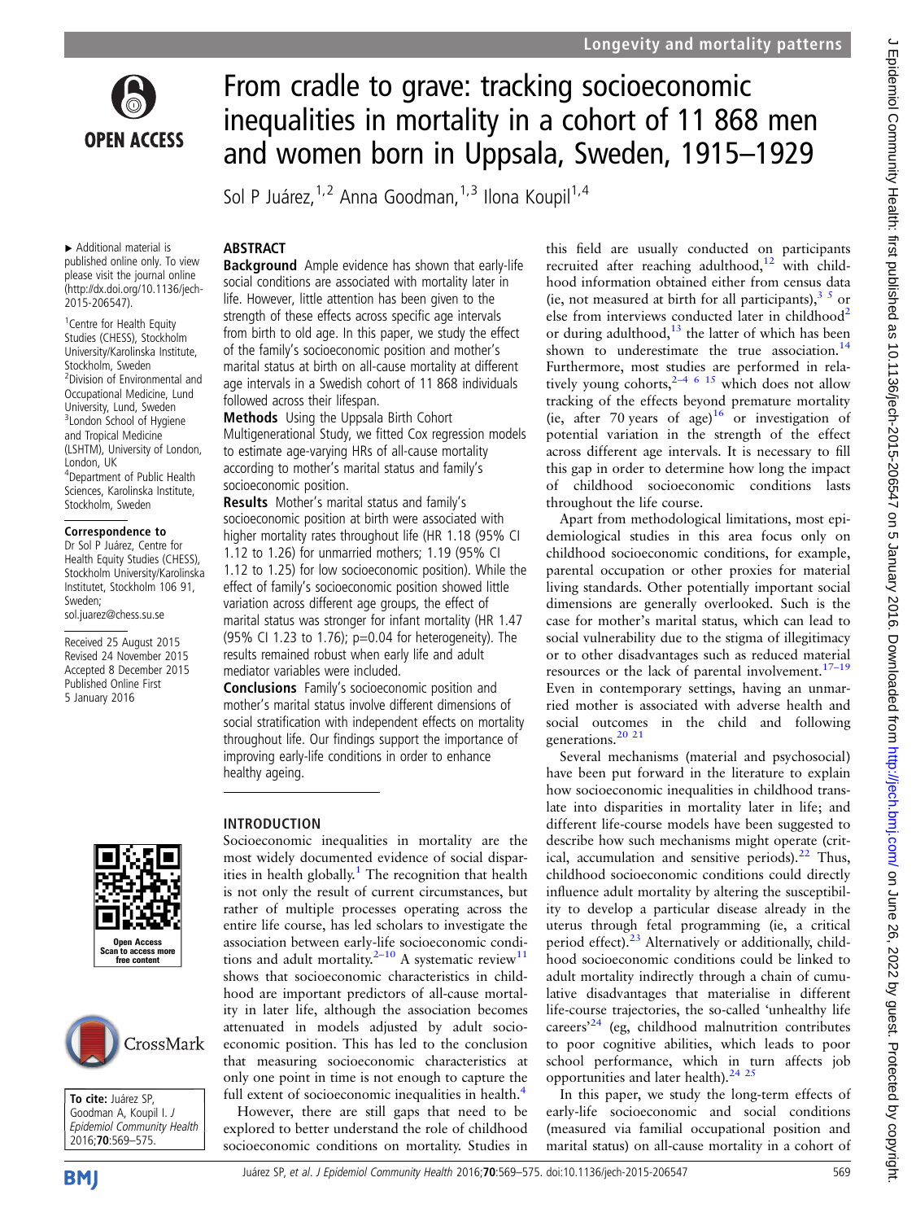# From cradle to grave: tracking socioeconomic inequalities in mortality in a cohort of 11 868 men and women born in Uppsala, Sweden, 1915–1929

Sol P Juárez,[1,2] Anna Goodman,[1,3] Ilona Koupil[1,4]

▸ Additional material is published online only. To view please visit the journal online (http://dx.doi.org/10.1136/jech-2015-206547).

[1]Centre for Health Equity Studies (CHESS), Stockholm University/Karolinska Institute, Stockholm, Sweden
[2]Division of Environmental and Occupational Medicine, Lund University, Lund, Sweden
[3]London School of Hygiene and Tropical Medicine (LSHTM), University of London, London, UK
[4]Department of Public Health Sciences, Karolinska Institute, Stockholm, Sweden

**Correspondence to**
Dr Sol P Juárez, Centre for Health Equity Studies (CHESS), Stockholm University/Karolinska Institutet, Stockholm 106 91, Sweden; sol.juarez@chess.su.se

Received 25 August 2015
Revised 24 November 2015
Accepted 8 December 2015
Published Online First 5 January 2016

**To cite:** Juárez SP, Goodman A, Koupil I. *J Epidemiol Community Health* 2016;**70**:569–575.

## ABSTRACT

**Background** Ample evidence has shown that early-life social conditions are associated with mortality later in life. However, little attention has been given to the strength of these effects across specific age intervals from birth to old age. In this paper, we study the effect of the family's socioeconomic position and mother's marital status at birth on all-cause mortality at different age intervals in a Swedish cohort of 11 868 individuals followed across their lifespan.

**Methods** Using the Uppsala Birth Cohort Multigenerational Study, we fitted Cox regression models to estimate age-varying HRs of all-cause mortality according to mother's marital status and family's socioeconomic position.

**Results** Mother's marital status and family's socioeconomic position at birth were associated with higher mortality rates throughout life (HR 1.18 (95% CI 1.12 to 1.26) for unmarried mothers; 1.19 (95% CI 1.12 to 1.25) for low socioeconomic position). While the effect of family's socioeconomic position showed little variation across different age groups, the effect of marital status was stronger for infant mortality (HR 1.47 (95% CI 1.23 to 1.76); p=0.04 for heterogeneity). The results remained robust when early life and adult mediator variables were included.

**Conclusions** Family's socioeconomic position and mother's marital status involve different dimensions of social stratification with independent effects on mortality throughout life. Our findings support the importance of improving early-life conditions in order to enhance healthy ageing.

## INTRODUCTION

Socioeconomic inequalities in mortality are the most widely documented evidence of social disparities in health globally.[1] The recognition that health is not only the result of current circumstances, but rather of multiple processes operating across the entire life course, has led scholars to investigate the association between early-life socioeconomic conditions and adult mortality.[2–10] A systematic review[11] shows that socioeconomic characteristics in childhood are important predictors of all-cause mortality in later life, although the association becomes attenuated in models adjusted by adult socioeconomic position. This has led to the conclusion that measuring socioeconomic characteristics at only one point in time is not enough to capture the full extent of socioeconomic inequalities in health.[4]

However, there are still gaps that need to be explored to better understand the role of childhood socioeconomic conditions on mortality. Studies in this field are usually conducted on participants recruited after reaching adulthood,[12] with childhood information obtained either from census data (ie, not measured at birth for all participants),[3 5] or else from interviews conducted later in childhood[2] or during adulthood,[13] the latter of which has been shown to underestimate the true association.[14] Furthermore, most studies are performed in relatively young cohorts,[2–4 6 15] which does not allow tracking of the effects beyond premature mortality (ie, after 70 years of age)[16] or investigation of potential variation in the strength of the effect across different age intervals. It is necessary to fill this gap in order to determine how long the impact of childhood socioeconomic conditions lasts throughout the life course.

Apart from methodological limitations, most epidemiological studies in this area focus only on childhood socioeconomic conditions, for example, parental occupation or other proxies for material living standards. Other potentially important social dimensions are generally overlooked. Such is the case for mother's marital status, which can lead to social vulnerability due to the stigma of illegitimacy or to other disadvantages such as reduced material resources or the lack of parental involvement.[17–19] Even in contemporary settings, having an unmarried mother is associated with adverse health and social outcomes in the child and following generations.[20 21]

Several mechanisms (material and psychosocial) have been put forward in the literature to explain how socioeconomic inequalities in childhood translate into disparities in mortality later in life; and different life-course models have been suggested to describe how such mechanisms might operate (critical, accumulation and sensitive periods).[22] Thus, childhood socioeconomic conditions could directly influence adult mortality by altering the susceptibility to develop a particular disease already in the uterus through fetal programming (ie, a critical period effect).[23] Alternatively or additionally, childhood socioeconomic conditions could be linked to adult mortality indirectly through a chain of cumulative disadvantages that materialise in different life-course trajectories, the so-called 'unhealthy life careers'[24] (eg, childhood malnutrition contributes to poor cognitive abilities, which leads to poor school performance, which in turn affects job opportunities and later health).[24 25]

In this paper, we study the long-term effects of early-life socioeconomic and social conditions (measured via familial occupational position and marital status) on all-cause mortality in a cohort of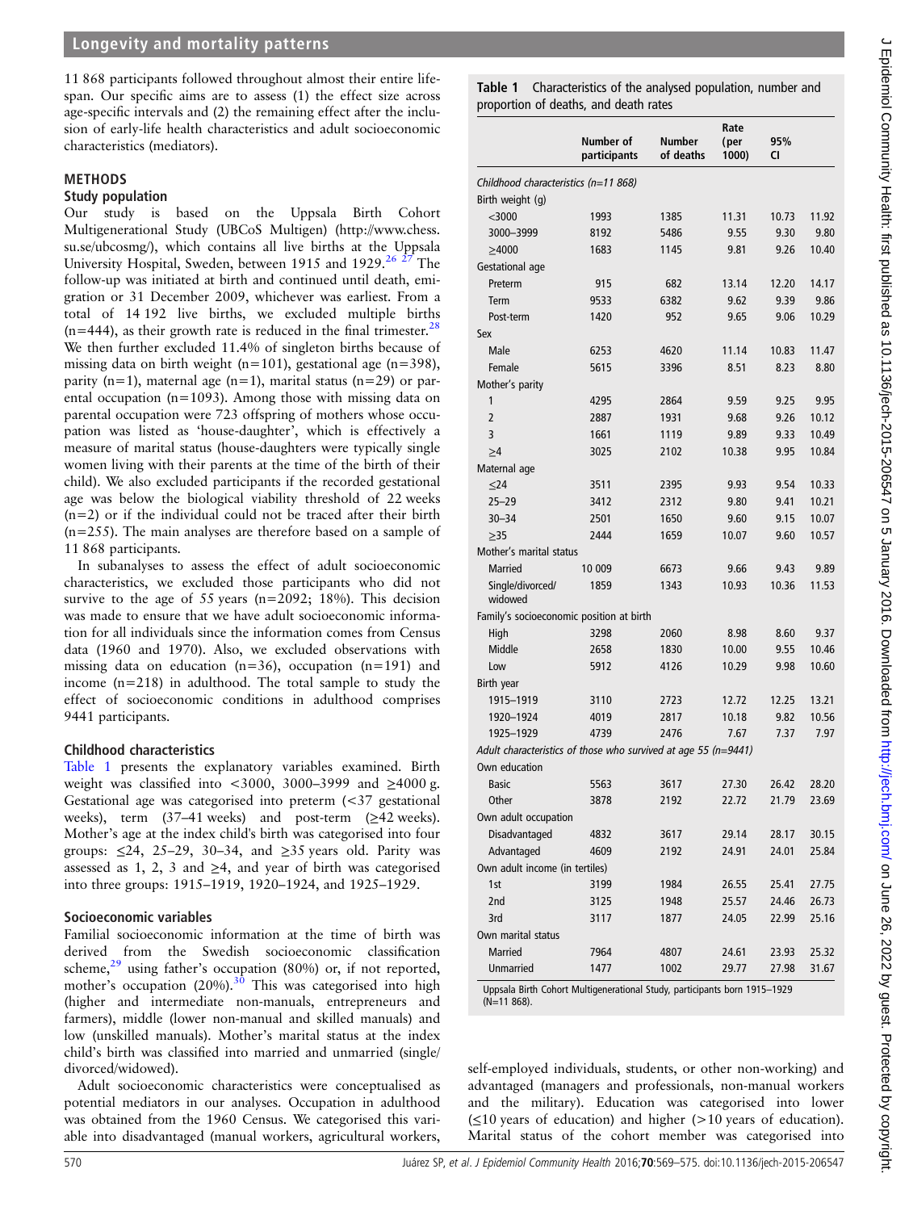11 868 participants followed throughout almost their entire lifespan. Our specific aims are to assess (1) the effect size across age-specific intervals and (2) the remaining effect after the inclusion of early-life health characteristics and adult socioeconomic characteristics (mediators).

## METHODS

### Study population

Our study is based on the Uppsala Birth Cohort Multigenerational Study (UBCoS Multigen) (http://www.chess.su.se/ubcosmg/), which contains all live births at the Uppsala University Hospital, Sweden, between 1915 and 1929.[26 27] The follow-up was initiated at birth and continued until death, emigration or 31 December 2009, whichever was earliest. From a total of 14 192 live births, we excluded multiple births (n=444), as their growth rate is reduced in the final trimester.[28] We then further excluded 11.4% of singleton births because of missing data on birth weight (n=101), gestational age (n=398), parity (n=1), maternal age (n=1), marital status (n=29) or parental occupation (n=1093). Among those with missing data on parental occupation were 723 offspring of mothers whose occupation was listed as 'house-daughter', which is effectively a measure of marital status (house-daughters were typically single women living with their parents at the time of the birth of their child). We also excluded participants if the recorded gestational age was below the biological viability threshold of 22 weeks (n=2) or if the individual could not be traced after their birth (n=255). The main analyses are therefore based on a sample of 11 868 participants.

In subanalyses to assess the effect of adult socioeconomic characteristics, we excluded those participants who did not survive to the age of 55 years (n=2092; 18%). This decision was made to ensure that we have adult socioeconomic information for all individuals since the information comes from Census data (1960 and 1970). Also, we excluded observations with missing data on education (n=36), occupation (n=191) and income (n=218) in adulthood. The total sample to study the effect of socioeconomic conditions in adulthood comprises 9441 participants.

### Childhood characteristics

Table 1 presents the explanatory variables examined. Birth weight was classified into <3000, 3000–3999 and ≥4000 g. Gestational age was categorised into preterm (<37 gestational weeks), term (37–41 weeks) and post-term (≥42 weeks). Mother's age at the index child's birth was categorised into four groups: ≤24, 25–29, 30–34, and ≥35 years old. Parity was assessed as 1, 2, 3 and ≥4, and year of birth was categorised into three groups: 1915–1919, 1920–1924, and 1925–1929.

### Socioeconomic variables

Familial socioeconomic information at the time of birth was derived from the Swedish socioeconomic classification scheme,[29] using father's occupation (80%) or, if not reported, mother's occupation (20%).[30] This was categorised into high (higher and intermediate non-manuals, entrepreneurs and farmers), middle (lower non-manual and skilled manuals) and low (unskilled manuals). Mother's marital status at the index child's birth was classified into married and unmarried (single/divorced/widowed).

Adult socioeconomic characteristics were conceptualised as potential mediators in our analyses. Occupation in adulthood was obtained from the 1960 Census. We categorised this variable into disadvantaged (manual workers, agricultural workers, self-employed individuals, students, or other non-working) and advantaged (managers and professionals, non-manual workers and the military). Education was categorised into lower (≤10 years of education) and higher (>10 years of education). Marital status of the cohort member was categorised into

**Table 1** Characteristics of the analysed population, number and proportion of deaths, and death rates

| | Number of participants | Number of deaths | Rate (per 1000) | 95% CI | |
|---|---|---|---|---|---|
| *Childhood characteristics (n=11 868)* | | | | | |
| Birth weight (g) | | | | | |
| <3000 | 1993 | 1385 | 11.31 | 10.73 | 11.92 |
| 3000–3999 | 8192 | 5486 | 9.55 | 9.30 | 9.80 |
| ≥4000 | 1683 | 1145 | 9.81 | 9.26 | 10.40 |
| Gestational age | | | | | |
| Preterm | 915 | 682 | 13.14 | 12.20 | 14.17 |
| Term | 9533 | 6382 | 9.62 | 9.39 | 9.86 |
| Post-term | 1420 | 952 | 9.65 | 9.06 | 10.29 |
| Sex | | | | | |
| Male | 6253 | 4620 | 11.14 | 10.83 | 11.47 |
| Female | 5615 | 3396 | 8.51 | 8.23 | 8.80 |
| Mother's parity | | | | | |
| 1 | 4295 | 2864 | 9.59 | 9.25 | 9.95 |
| 2 | 2887 | 1931 | 9.68 | 9.26 | 10.12 |
| 3 | 1661 | 1119 | 9.89 | 9.33 | 10.49 |
| ≥4 | 3025 | 2102 | 10.38 | 9.95 | 10.84 |
| Maternal age | | | | | |
| ≤24 | 3511 | 2395 | 9.93 | 9.54 | 10.33 |
| 25–29 | 3412 | 2312 | 9.80 | 9.41 | 10.21 |
| 30–34 | 2501 | 1650 | 9.60 | 9.15 | 10.07 |
| ≥35 | 2444 | 1659 | 10.07 | 9.60 | 10.57 |
| Mother's marital status | | | | | |
| Married | 10 009 | 6673 | 9.66 | 9.43 | 9.89 |
| Single/divorced/widowed | 1859 | 1343 | 10.93 | 10.36 | 11.53 |
| Family's socioeconomic position at birth | | | | | |
| High | 3298 | 2060 | 8.98 | 8.60 | 9.37 |
| Middle | 2658 | 1830 | 10.00 | 9.55 | 10.46 |
| Low | 5912 | 4126 | 10.29 | 9.98 | 10.60 |
| Birth year | | | | | |
| 1915–1919 | 3110 | 2723 | 12.72 | 12.25 | 13.21 |
| 1920–1924 | 4019 | 2817 | 10.18 | 9.82 | 10.56 |
| 1925–1929 | 4739 | 2476 | 7.67 | 7.37 | 7.97 |
| *Adult characteristics of those who survived at age 55 (n=9441)* | | | | | |
| Own education | | | | | |
| Basic | 5563 | 3617 | 27.30 | 26.42 | 28.20 |
| Other | 3878 | 2192 | 22.72 | 21.79 | 23.69 |
| Own adult occupation | | | | | |
| Disadvantaged | 4832 | 3617 | 29.14 | 28.17 | 30.15 |
| Advantaged | 4609 | 2192 | 24.91 | 24.01 | 25.84 |
| Own adult income (in tertiles) | | | | | |
| 1st | 3199 | 1984 | 26.55 | 25.41 | 27.75 |
| 2nd | 3125 | 1948 | 25.57 | 24.46 | 26.73 |
| 3rd | 3117 | 1877 | 24.05 | 22.99 | 25.16 |
| Own marital status | | | | | |
| Married | 7964 | 4807 | 24.61 | 23.93 | 25.32 |
| Unmarried | 1477 | 1002 | 29.77 | 27.98 | 31.67 |

Uppsala Birth Cohort Multigenerational Study, participants born 1915–1929 (N=11 868).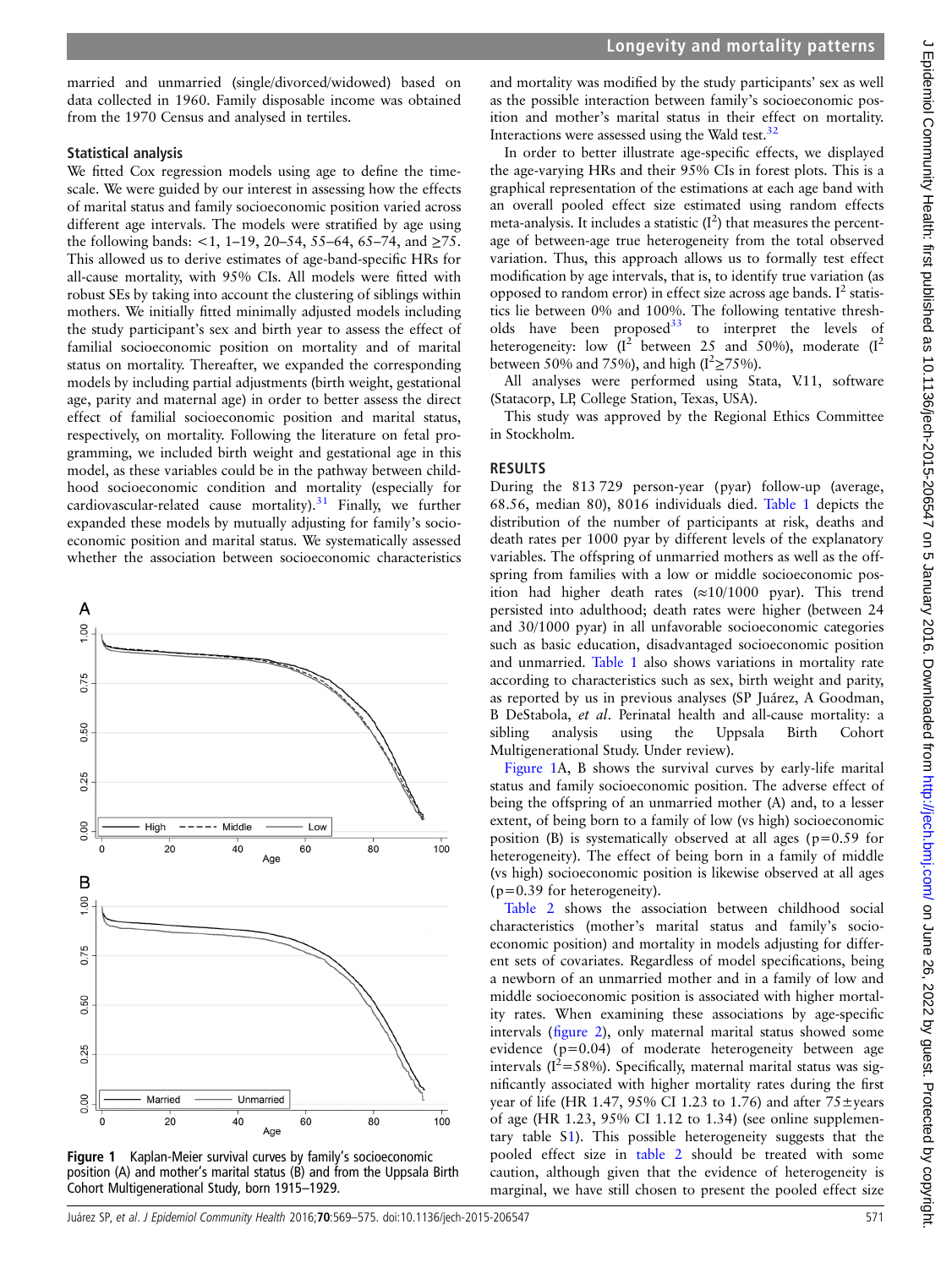married and unmarried (single/divorced/widowed) based on data collected in 1960. Family disposable income was obtained from the 1970 Census and analysed in tertiles.

### Statistical analysis

We fitted Cox regression models using age to define the timescale. We were guided by our interest in assessing how the effects of marital status and family socioeconomic position varied across different age intervals. The models were stratified by age using the following bands: <1, 1–19, 20–54, 55–64, 65–74, and ≥75. This allowed us to derive estimates of age-band-specific HRs for all-cause mortality, with 95% CIs. All models were fitted with robust SEs by taking into account the clustering of siblings within mothers. We initially fitted minimally adjusted models including the study participant's sex and birth year to assess the effect of familial socioeconomic position on mortality and of marital status on mortality. Thereafter, we expanded the corresponding models by including partial adjustments (birth weight, gestational age, parity and maternal age) in order to better assess the direct effect of familial socioeconomic position and marital status, respectively, on mortality. Following the literature on fetal programming, we included birth weight and gestational age in this model, as these variables could be in the pathway between childhood socioeconomic condition and mortality (especially for cardiovascular-related cause mortality).[31] Finally, we further expanded these models by mutually adjusting for family's socioeconomic position and marital status. We systematically assessed whether the association between socioeconomic characteristics and mortality was modified by the study participants' sex as well as the possible interaction between family's socioeconomic position and mother's marital status in their effect on mortality. Interactions were assessed using the Wald test.[32]

In order to better illustrate age-specific effects, we displayed the age-varying HRs and their 95% CIs in forest plots. This is a graphical representation of the estimations at each age band with an overall pooled effect size estimated using random effects meta-analysis. It includes a statistic ($I^2$) that measures the percentage of between-age true heterogeneity from the total observed variation. Thus, this approach allows us to formally test effect modification by age intervals, that is, to identify true variation (as opposed to random error) in effect size across age bands. $I^2$ statistics lie between 0% and 100%. The following tentative thresholds have been proposed[33] to interpret the levels of heterogeneity: low ($I^2$ between 25 and 50%), moderate ($I^2$ between 50% and 75%), and high ($I^2$≥75%).

All analyses were performed using Stata, V.11, software (Statacorp, LP, College Station, Texas, USA).

This study was approved by the Regional Ethics Committee in Stockholm.

## RESULTS

During the 813 729 person-year (pyar) follow-up (average, 68.56, median 80), 8016 individuals died. Table 1 depicts the distribution of the number of participants at risk, deaths and death rates per 1000 pyar by different levels of the explanatory variables. The offspring of unmarried mothers as well as the offspring from families with a low or middle socioeconomic position had higher death rates (≈10/1000 pyar). This trend persisted into adulthood; death rates were higher (between 24 and 30/1000 pyar) in all unfavorable socioeconomic categories such as basic education, disadvantaged socioeconomic position and unmarried. Table 1 also shows variations in mortality rate according to characteristics such as sex, birth weight and parity, as reported by us in previous analyses (SP Juárez, A Goodman, B DeStabola, *et al*. Perinatal health and all-cause mortality: a sibling analysis using the Uppsala Birth Cohort Multigenerational Study. Under review).

Figure 1A, B shows the survival curves by early-life marital status and family socioeconomic position. The adverse effect of being the offspring of an unmarried mother (A) and, to a lesser extent, of being born to a family of low (vs high) socioeconomic position (B) is systematically observed at all ages (p=0.59 for heterogeneity). The effect of being born in a family of middle (vs high) socioeconomic position is likewise observed at all ages (p=0.39 for heterogeneity).

Table 2 shows the association between childhood social characteristics (mother's marital status and family's socioeconomic position) and mortality in models adjusting for different sets of covariates. Regardless of model specifications, being a newborn of an unmarried mother and in a family of low and middle socioeconomic position is associated with higher mortality rates. When examining these associations by age-specific intervals (figure 2), only maternal marital status showed some evidence (p=0.04) of moderate heterogeneity between age intervals ($I^2$=58%). Specifically, maternal marital status was significantly associated with higher mortality rates during the first year of life (HR 1.47, 95% CI 1.23 to 1.76) and after 75±years of age (HR 1.23, 95% CI 1.12 to 1.34) (see online supplementary table S1). This possible heterogeneity suggests that the pooled effect size in table 2 should be treated with some caution, although given that the evidence of heterogeneity is marginal, we have still chosen to present the pooled effect size

**Figure 1** Kaplan-Meier survival curves by family's socioeconomic position (A) and mother's marital status (B) and from the Uppsala Birth Cohort Multigenerational Study, born 1915–1929.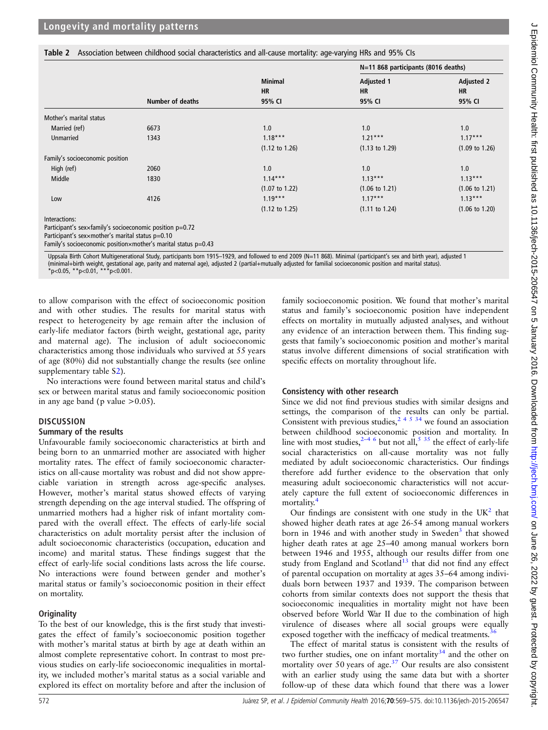**Table 2** Association between childhood social characteristics and all-cause mortality: age-varying HRs and 95% CIs

| | | | N=11 868 participants (8016 deaths) | |
|---|---|---|---|---|
| | Number of deaths | Minimal HR 95% CI | Adjusted 1 HR 95% CI | Adjusted 2 HR 95% CI |
| Mother's marital status | | | | |
| Married (ref) | 6673 | 1.0 | 1.0 | 1.0 |
| Unmarried | 1343 | 1.18*** (1.12 to 1.26) | 1.21*** (1.13 to 1.29) | 1.17*** (1.09 to 1.26) |
| Family's socioeconomic position | | | | |
| High (ref) | 2060 | 1.0 | 1.0 | 1.0 |
| Middle | 1830 | 1.14*** (1.07 to 1.22) | 1.13*** (1.06 to 1.21) | 1.13*** (1.06 to 1.21) |
| Low | 4126 | 1.19*** (1.12 to 1.25) | 1.17*** (1.11 to 1.24) | 1.13*** (1.06 to 1.20) |

Interactions:
Participant's sex×family's socioeconomic position p=0.72
Participant's sex×mother's marital status p=0.10
Family's socioeconomic position×mother's marital status p=0.43

Uppsala Birth Cohort Multigenerational Study, participants born 1915–1929, and followed to end 2009 (N=11 868). Minimal (participant's sex and birth year), adjusted 1 (minimal+birth weight, gestational age, parity and maternal age), adjusted 2 (partial+mutually adjusted for familial socioeconomic position and marital status).
*p<0.05, **p<0.01, ***p<0.001.

to allow comparison with the effect of socioeconomic position and with other studies. The results for marital status with respect to heterogeneity by age remain after the inclusion of early-life mediator factors (birth weight, gestational age, parity and maternal age). The inclusion of adult socioeconomic characteristics among those individuals who survived at 55 years of age (80%) did not substantially change the results (see online supplementary table S2).

No interactions were found between marital status and child's sex or between marital status and family socioeconomic position in any age band (p value >0.05).

## DISCUSSION

### Summary of the results

Unfavourable family socioeconomic characteristics at birth and being born to an unmarried mother are associated with higher mortality rates. The effect of family socioeconomic characteristics on all-cause mortality was robust and did not show appreciable variation in strength across age-specific analyses. However, mother's marital status showed effects of varying strength depending on the age interval studied. The offspring of unmarried mothers had a higher risk of infant mortality compared with the overall effect. The effects of early-life social characteristics on adult mortality persist after the inclusion of adult socioeconomic characteristics (occupation, education and income) and marital status. These findings suggest that the effect of early-life social conditions lasts across the life course. No interactions were found between gender and mother's marital status or family's socioeconomic position in their effect on mortality.

### Originality

To the best of our knowledge, this is the first study that investigates the effect of family's socioeconomic position together with mother's marital status at birth by age at death within an almost complete representative cohort. In contrast to most previous studies on early-life socioeconomic inequalities in mortality, we included mother's marital status as a social variable and explored its effect on mortality before and after the inclusion of family socioeconomic position. We found that mother's marital status and family's socioeconomic position have independent effects on mortality in mutually adjusted analyses, and without any evidence of an interaction between them. This finding suggests that family's socioeconomic position and mother's marital status involve different dimensions of social stratification with specific effects on mortality throughout life.

### Consistency with other research

Since we did not find previous studies with similar designs and settings, the comparison of the results can only be partial. Consistent with previous studies,[2 4 5 34] we found an association between childhood socioeconomic position and mortality. In line with most studies,[2–4 6] but not all,[5 35] the effect of early-life social characteristics on all-cause mortality was not fully mediated by adult socioeconomic characteristics. Our findings therefore add further evidence to the observation that only measuring adult socioeconomic characteristics will not accurately capture the full extent of socioeconomic differences in mortality.[4]

Our findings are consistent with one study in the UK[2] that showed higher death rates at age 26-54 among manual workers born in 1946 and with another study in Sweden[3] that showed higher death rates at age 25–40 among manual workers born between 1946 and 1955, although our results differ from one study from England and Scotland[13] that did not find any effect of parental occupation on mortality at ages 35–64 among individuals born between 1937 and 1939. The comparison between cohorts from similar contexts does not support the thesis that socioeconomic inequalities in mortality might not have been observed before World War II due to the combination of high virulence of diseases where all social groups were equally exposed together with the inefficacy of medical treatments.[36]

The effect of marital status is consistent with the results of two further studies, one on infant mortality[34] and the other on mortality over 50 years of age.[37] Our results are also consistent with an earlier study using the same data but with a shorter follow-up of these data which found that there was a lower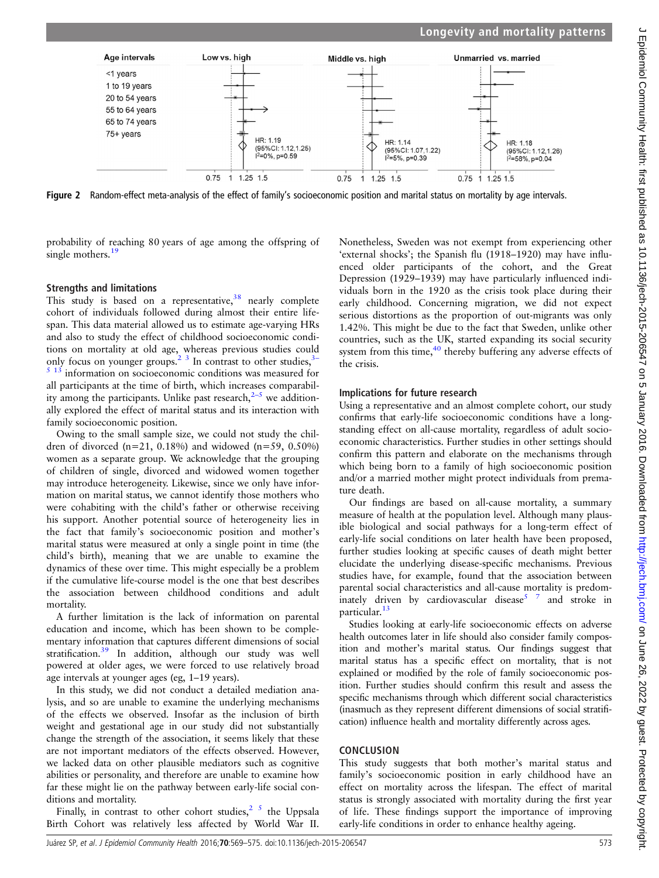Figure 2 Random-effect meta-analysis of the effect of family's socioeconomic position and marital status on mortality by age intervals.

probability of reaching 80 years of age among the offspring of single mothers.[19]

### Strengths and limitations

This study is based on a representative,[38] nearly complete cohort of individuals followed during almost their entire lifespan. This data material allowed us to estimate age-varying HRs and also to study the effect of childhood socioeconomic conditions on mortality at old age, whereas previous studies could only focus on younger groups.[2 3] In contrast to other studies,[3–5 13] information on socioeconomic conditions was measured for all participants at the time of birth, which increases comparability among the participants. Unlike past research,[2–5] we additionally explored the effect of marital status and its interaction with family socioeconomic position.

Owing to the small sample size, we could not study the children of divorced (n=21, 0.18%) and widowed (n=59, 0.50%) women as a separate group. We acknowledge that the grouping of children of single, divorced and widowed women together may introduce heterogeneity. Likewise, since we only have information on marital status, we cannot identify those mothers who were cohabiting with the child's father or otherwise receiving his support. Another potential source of heterogeneity lies in the fact that family's socioeconomic position and mother's marital status were measured at only a single point in time (the child's birth), meaning that we are unable to examine the dynamics of these over time. This might especially be a problem if the cumulative life-course model is the one that best describes the association between childhood conditions and adult mortality.

A further limitation is the lack of information on parental education and income, which has been shown to be complementary information that captures different dimensions of social stratification.[39] In addition, although our study was well powered at older ages, we were forced to use relatively broad age intervals at younger ages (eg, 1–19 years).

In this study, we did not conduct a detailed mediation analysis, and so are unable to examine the underlying mechanisms of the effects we observed. Insofar as the inclusion of birth weight and gestational age in our study did not substantially change the strength of the association, it seems likely that these are not important mediators of the effects observed. However, we lacked data on other plausible mediators such as cognitive abilities or personality, and therefore are unable to examine how far these might lie on the pathway between early-life social conditions and mortality.

Finally, in contrast to other cohort studies,[2 5] the Uppsala Birth Cohort was relatively less affected by World War II. Nonetheless, Sweden was not exempt from experiencing other 'external shocks'; the Spanish flu (1918–1920) may have influenced older participants of the cohort, and the Great Depression (1929–1939) may have particularly influenced individuals born in the 1920 as the crisis took place during their early childhood. Concerning migration, we did not expect serious distortions as the proportion of out-migrants was only 1.42%. This might be due to the fact that Sweden, unlike other countries, such as the UK, started expanding its social security system from this time,[40] thereby buffering any adverse effects of the crisis.

### Implications for future research

Using a representative and an almost complete cohort, our study confirms that early-life socioeconomic conditions have a longstanding effect on all-cause mortality, regardless of adult socioeconomic characteristics. Further studies in other settings should confirm this pattern and elaborate on the mechanisms through which being born to a family of high socioeconomic position and/or a married mother might protect individuals from premature death.

Our findings are based on all-cause mortality, a summary measure of health at the population level. Although many plausible biological and social pathways for a long-term effect of early-life social conditions on later health have been proposed, further studies looking at specific causes of death might better elucidate the underlying disease-specific mechanisms. Previous studies have, for example, found that the association between parental social characteristics and all-cause mortality is predominately driven by cardiovascular disease[5 7] and stroke in particular.[13]

Studies looking at early-life socioeconomic effects on adverse health outcomes later in life should also consider family composition and mother's marital status. Our findings suggest that marital status has a specific effect on mortality, that is not explained or modified by the role of family socioeconomic position. Further studies should confirm this result and assess the specific mechanisms through which different social characteristics (inasmuch as they represent different dimensions of social stratification) influence health and mortality differently across ages.

## CONCLUSION

This study suggests that both mother's marital status and family's socioeconomic position in early childhood have an effect on mortality across the lifespan. The effect of marital status is strongly associated with mortality during the first year of life. These findings support the importance of improving early-life conditions in order to enhance healthy ageing.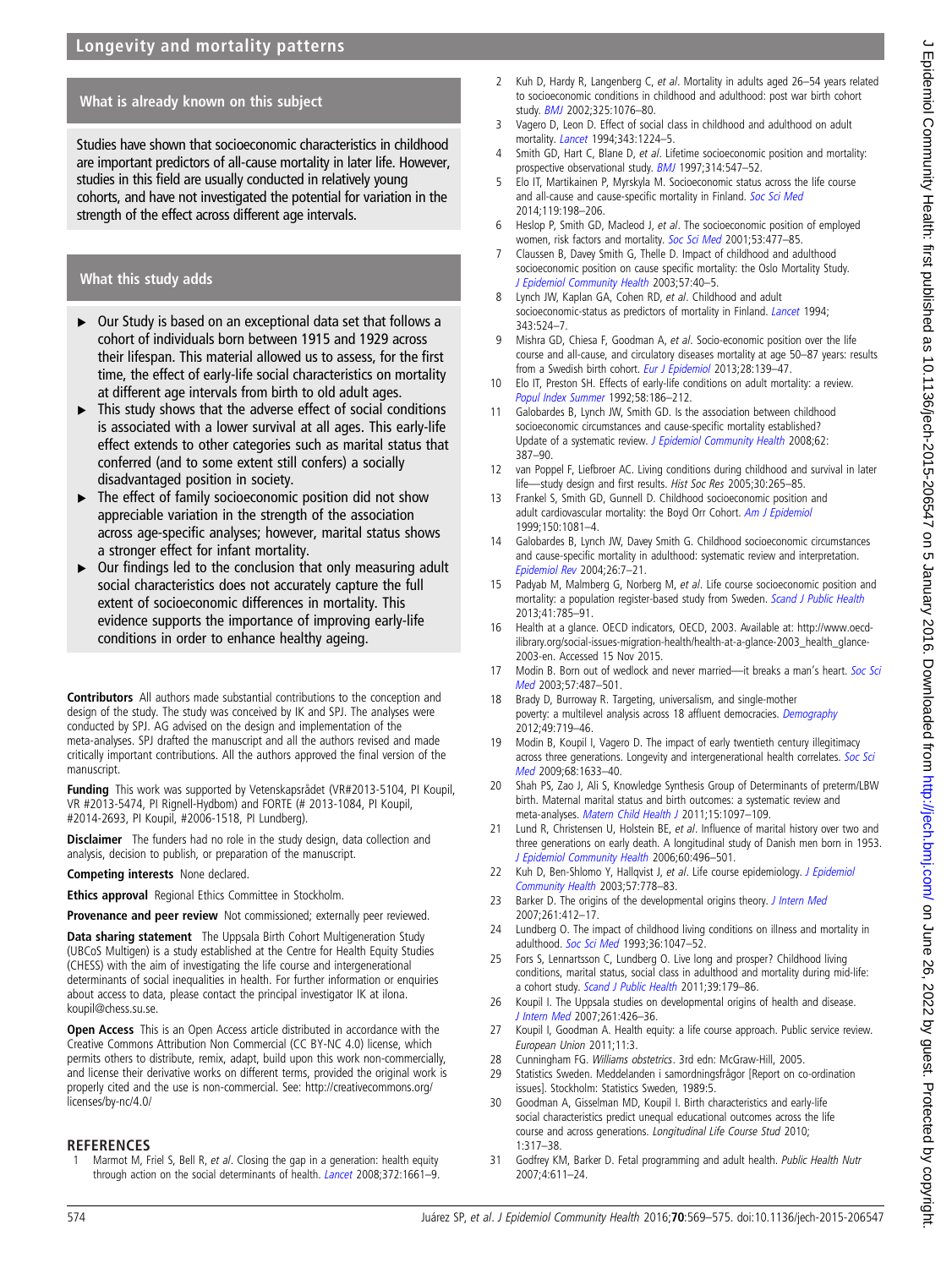## What is already known on this subject

Studies have shown that socioeconomic characteristics in childhood are important predictors of all-cause mortality in later life. However, studies in this field are usually conducted in relatively young cohorts, and have not investigated the potential for variation in the strength of the effect across different age intervals.

## What this study adds

- Our Study is based on an exceptional data set that follows a cohort of individuals born between 1915 and 1929 across their lifespan. This material allowed us to assess, for the first time, the effect of early-life social characteristics on mortality at different age intervals from birth to old adult ages.
- This study shows that the adverse effect of social conditions is associated with a lower survival at all ages. This early-life effect extends to other categories such as marital status that conferred (and to some extent still confers) a socially disadvantaged position in society.
- The effect of family socioeconomic position did not show appreciable variation in the strength of the association across age-specific analyses; however, marital status shows a stronger effect for infant mortality.
- Our findings led to the conclusion that only measuring adult social characteristics does not accurately capture the full extent of socioeconomic differences in mortality. This evidence supports the importance of improving early-life conditions in order to enhance healthy ageing.

**Contributors** All authors made substantial contributions to the conception and design of the study. The study was conceived by IK and SPJ. The analyses were conducted by SPJ. AG advised on the design and implementation of the meta-analyses. SPJ drafted the manuscript and all the authors revised and made critically important contributions. All the authors approved the final version of the manuscript.

**Funding** This work was supported by Vetenskapsrådet (VR#2013-5104, PI Koupil, VR #2013-5474, PI Rignell-Hydbom) and FORTE (# 2013-1084, PI Koupil, #2014-2693, PI Koupil, #2006-1518, PI Lundberg).

**Disclaimer** The funders had no role in the study design, data collection and analysis, decision to publish, or preparation of the manuscript.

**Competing interests** None declared.

**Ethics approval** Regional Ethics Committee in Stockholm.

**Provenance and peer review** Not commissioned; externally peer reviewed.

**Data sharing statement** The Uppsala Birth Cohort Multigeneration Study (UBCoS Multigen) is a study established at the Centre for Health Equity Studies (CHESS) with the aim of investigating the life course and intergenerational determinants of social inequalities in health. For further information or enquiries about access to data, please contact the principal investigator IK at ilona.koupil@chess.su.se.

**Open Access** This is an Open Access article distributed in accordance with the Creative Commons Attribution Non Commercial (CC BY-NC 4.0) license, which permits others to distribute, remix, adapt, build upon this work non-commercially, and license their derivative works on different terms, provided the original work is properly cited and the use is non-commercial. See: http://creativecommons.org/licenses/by-nc/4.0/

## REFERENCES

1. Marmot M, Friel S, Bell R, et al. Closing the gap in a generation: health equity through action on the social determinants of health. Lancet 2008;372:1661–9.
2. Kuh D, Hardy R, Langenberg C, et al. Mortality in adults aged 26–54 years related to socioeconomic conditions in childhood and adulthood: post war birth cohort study. BMJ 2002;325:1076–80.
3. Vagero D, Leon D. Effect of social class in childhood and adulthood on adult mortality. Lancet 1994;343:1224–5.
4. Smith GD, Hart C, Blane D, et al. Lifetime socioeconomic position and mortality: prospective observational study. BMJ 1997;314:547–52.
5. Elo IT, Martikainen P, Myrskyla M. Socioeconomic status across the life course and all-cause and cause-specific mortality in Finland. Soc Sci Med 2014;119:198–206.
6. Heslop P, Smith GD, Macleod J, et al. The socioeconomic position of employed women, risk factors and mortality. Soc Sci Med 2001;53:477–85.
7. Claussen B, Davey Smith G, Thelle D. Impact of childhood and adulthood socioeconomic position on cause specific mortality: the Oslo Mortality Study. J Epidemiol Community Health 2003;57:40–5.
8. Lynch JW, Kaplan GA, Cohen RD, et al. Childhood and adult socioeconomic-status as predictors of mortality in Finland. Lancet 1994; 343:524–7.
9. Mishra GD, Chiesa F, Goodman A, et al. Socio-economic position over the life course and all-cause, and circulatory diseases mortality at age 50–87 years: results from a Swedish birth cohort. Eur J Epidemiol 2013;28:139–47.
10. Elo IT, Preston SH. Effects of early-life conditions on adult mortality: a review. Popul Index Summer 1992;58:186–212.
11. Galobardes B, Lynch JW, Smith GD. Is the association between childhood socioeconomic circumstances and cause-specific mortality established? Update of a systematic review. J Epidemiol Community Health 2008;62: 387–90.
12. van Poppel F, Liefbroer AC. Living conditions during childhood and survival in later life—study design and first results. Hist Soc Res 2005;30:265–85.
13. Frankel S, Smith GD, Gunnell D. Childhood socioeconomic position and adult cardiovascular mortality: the Boyd Orr Cohort. Am J Epidemiol 1999;150:1081–4.
14. Galobardes B, Lynch JW, Davey Smith G. Childhood socioeconomic circumstances and cause-specific mortality in adulthood: systematic review and interpretation. Epidemiol Rev 2004;26:7–21.
15. Padyab M, Malmberg G, Norberg M, et al. Life course socioeconomic position and mortality: a population register-based study from Sweden. Scand J Public Health 2013;41:785–91.
16. Health at a glance. OECD indicators, OECD, 2003. Available at: http://www.oecd-ilibrary.org/social-issues-migration-health/health-at-a-glance-2003_health_glance-2003-en. Accessed 15 Nov 2015.
17. Modin B. Born out of wedlock and never married—it breaks a man's heart. Soc Sci Med 2003;57:487–501.
18. Brady D, Burroway R. Targeting, universalism, and single-mother poverty: a multilevel analysis across 18 affluent democracies. Demography 2012;49:719–46.
19. Modin B, Koupil I, Vagero D. The impact of early twentieth century illegitimacy across three generations. Longevity and intergenerational health correlates. Soc Sci Med 2009;68:1633–40.
20. Shah PS, Zao J, Ali S, Knowledge Synthesis Group of Determinants of preterm/LBW birth. Maternal marital status and birth outcomes: a systematic review and meta-analyses. Matern Child Health J 2011;15:1097–109.
21. Lund R, Christensen U, Holstein BE, et al. Influence of marital history over two and three generations on early death. A longitudinal study of Danish men born in 1953. J Epidemiol Community Health 2006;60:496–501.
22. Kuh D, Ben-Shlomo Y, Hallqvist J, et al. Life course epidemiology. J Epidemiol Community Health 2003;57:778–83.
23. Barker D. The origins of the developmental origins theory. J Intern Med 2007;261:412–17.
24. Lundberg O. The impact of childhood living conditions on illness and mortality in adulthood. Soc Sci Med 1993;36:1047–52.
25. Fors S, Lennartsson C, Lundberg O. Live long and prosper? Childhood living conditions, marital status, social class in adulthood and mortality during mid-life: a cohort study. Scand J Public Health 2011;39:179–86.
26. Koupil I. The Uppsala studies on developmental origins of health and disease. J Intern Med 2007;261:426–36.
27. Koupil I, Goodman A. Health equity: a life course approach. Public service review. European Union 2011;11:3.
28. Cunningham FG. Williams obstetrics. 3rd edn: McGraw-Hill, 2005.
29. Statistics Sweden. Meddelanden i samordningsfrågor [Report on co-ordination issues]. Stockholm: Statistics Sweden, 1989:5.
30. Goodman A, Gisselman MD, Koupil I. Birth characteristics and early-life social characteristics predict unequal educational outcomes across the life course and across generations. Longitudinal Life Course Stud 2010; 1:317–38.
31. Godfrey KM, Barker D. Fetal programming and adult health. Public Health Nutr 2007;4:611–24.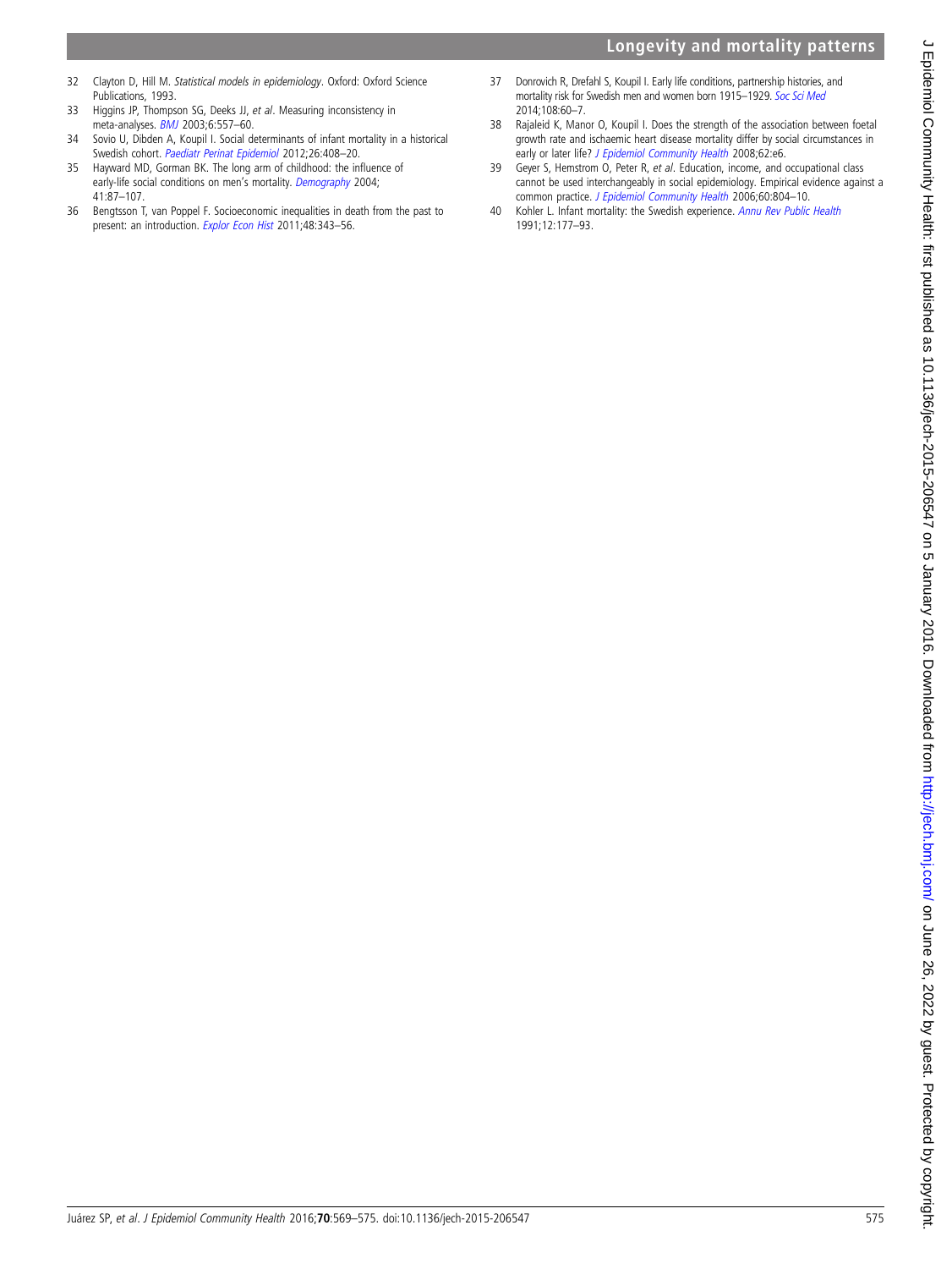32 Clayton D, Hill M. *Statistical models in epidemiology*. Oxford: Oxford Science Publications, 1993.
33 Higgins JP, Thompson SG, Deeks JJ, *et al*. Measuring inconsistency in meta-analyses. *BMJ* 2003;6:557–60.
34 Sovio U, Dibden A, Koupil I. Social determinants of infant mortality in a historical Swedish cohort. *Paediatr Perinat Epidemiol* 2012;26:408–20.
35 Hayward MD, Gorman BK. The long arm of childhood: the influence of early-life social conditions on men's mortality. *Demography* 2004; 41:87–107.
36 Bengtsson T, van Poppel F. Socioeconomic inequalities in death from the past to present: an introduction. *Explor Econ Hist* 2011;48:343–56.
37 Donrovich R, Drefahl S, Koupil I. Early life conditions, partnership histories, and mortality risk for Swedish men and women born 1915–1929. *Soc Sci Med* 2014;108:60–7.
38 Rajaleid K, Manor O, Koupil I. Does the strength of the association between foetal growth rate and ischaemic heart disease mortality differ by social circumstances in early or later life? *J Epidemiol Community Health* 2008;62:e6.
39 Geyer S, Hemstrom O, Peter R, *et al*. Education, income, and occupational class cannot be used interchangeably in social epidemiology. Empirical evidence against a common practice. *J Epidemiol Community Health* 2006;60:804–10.
40 Kohler L. Infant mortality: the Swedish experience. *Annu Rev Public Health* 1991;12:177–93.